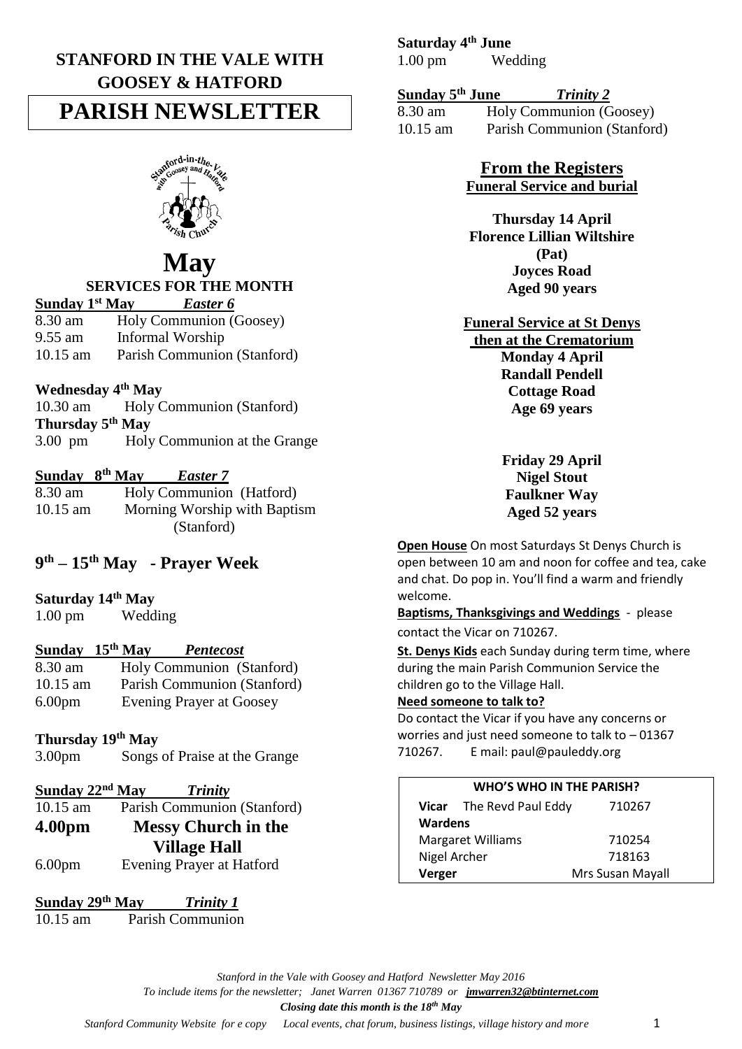**STANFORD IN THE VALE WITH GOOSEY & HATFORD**

# PARISH NEWSLETTER

# May

## SERVICES FOR THE MONTH

**Sunday 1st May** ***Easter 6***

8.30 am Holy Communion (Goosey)
9.55 am Informal Worship
10.15 am Parish Communion (Stanford)

**Wednesday 4th May**

10.30 am Holy Communion (Stanford)

**Thursday 5th May**

3.00 pm Holy Communion at the Grange

**Sunday 8th May** ***Easter 7***

8.30 am Holy Communion (Hatford)
10.15 am Morning Worship with Baptism (Stanford)

## 9th – 15th May - Prayer Week

**Saturday 14th May**

1.00 pm Wedding

**Sunday 15th May** ***Pentecost***

8.30 am Holy Communion (Stanford)
10.15 am Parish Communion (Stanford)
6.00pm Evening Prayer at Goosey

**Thursday 19th May**

3.00pm Songs of Praise at the Grange

**Sunday 22nd May** ***Trinity***

10.15 am Parish Communion (Stanford)
**4.00pm Messy Church in the Village Hall**
6.00pm Evening Prayer at Hatford

**Sunday 29th May** ***Trinity 1***

10.15 am Parish Communion

**Saturday 4th June**

1.00 pm Wedding

**Sunday 5th June** ***Trinity 2***

8.30 am Holy Communion (Goosey)
10.15 am Parish Communion (Stanford)

## From the Registers

**Funeral Service and burial**

**Thursday 14 April**
**Florence Lillian Wiltshire (Pat)**
**Joyces Road**
**Aged 90 years**

**Funeral Service at St Denys then at the Crematorium**

**Monday 4 April**
**Randall Pendell**
**Cottage Road**
**Age 69 years**

**Friday 29 April**
**Nigel Stout**
**Faulkner Way**
**Aged 52 years**

**Open House** On most Saturdays St Denys Church is open between 10 am and noon for coffee and tea, cake and chat. Do pop in. You'll find a warm and friendly welcome.

**Baptisms, Thanksgivings and Weddings** - please contact the Vicar on 710267.

**St. Denys Kids** each Sunday during term time, where during the main Parish Communion Service the children go to the Village Hall.

**Need someone to talk to?**

Do contact the Vicar if you have any concerns or worries and just need someone to talk to – 01367 710267. E mail: paul@pauleddy.org

| WHO'S WHO IN THE PARISH? | |
|---|---|
| **Vicar** The Revd Paul Eddy | 710267 |
| **Wardens** | |
| Margaret Williams | 710254 |
| Nigel Archer | 718163 |
| **Verger** | Mrs Susan Mayall |

*Stanford in the Vale with Goosey and Hatford Newsletter May 2016*
*To include items for the newsletter; Janet Warren 01367 710789 or **jmwarren32@btinternet.com***
***Closing date this month is the 18th May***
*Stanford Community Website for e copy Local events, chat forum, business listings, village history and more*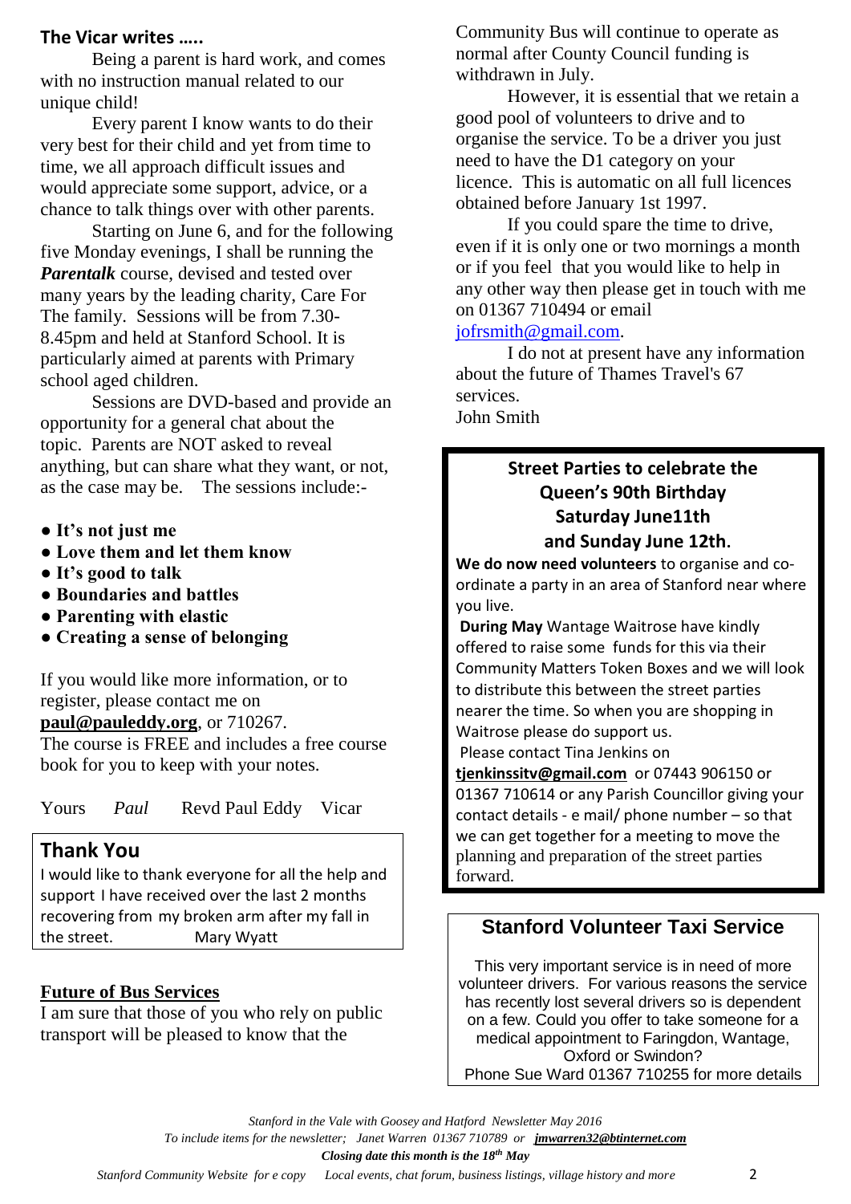## The Vicar writes …..

Being a parent is hard work, and comes with no instruction manual related to our unique child!

Every parent I know wants to do their very best for their child and yet from time to time, we all approach difficult issues and would appreciate some support, advice, or a chance to talk things over with other parents.

Starting on June 6, and for the following five Monday evenings, I shall be running the ***Parentalk*** course, devised and tested over many years by the leading charity, Care For The family. Sessions will be from 7.30-8.45pm and held at Stanford School. It is particularly aimed at parents with Primary school aged children.

Sessions are DVD-based and provide an opportunity for a general chat about the topic. Parents are NOT asked to reveal anything, but can share what they want, or not, as the case may be. The sessions include:-

- **It's not just me**
- **Love them and let them know**
- **It's good to talk**
- **Boundaries and battles**
- **Parenting with elastic**
- **Creating a sense of belonging**

If you would like more information, or to register, please contact me on **paul@pauleddy.org**, or 710267.
The course is FREE and includes a free course book for you to keep with your notes.

Yours *Paul* Revd Paul Eddy Vicar

## Thank You

I would like to thank everyone for all the help and support I have received over the last 2 months recovering from my broken arm after my fall in the street. Mary Wyatt

## Future of Bus Services

I am sure that those of you who rely on public transport will be pleased to know that the Community Bus will continue to operate as normal after County Council funding is withdrawn in July.

However, it is essential that we retain a good pool of volunteers to drive and to organise the service. To be a driver you just need to have the D1 category on your licence. This is automatic on all full licences obtained before January 1st 1997.

If you could spare the time to drive, even if it is only one or two mornings a month or if you feel that you would like to help in any other way then please get in touch with me on 01367 710494 or email jofrsmith@gmail.com.

I do not at present have any information about the future of Thames Travel's 67 services.
John Smith

## Street Parties to celebrate the Queen's 90th Birthday Saturday June11th and Sunday June 12th.

**We do now need volunteers** to organise and co-ordinate a party in an area of Stanford near where you live.

**During May** Wantage Waitrose have kindly offered to raise some funds for this via their Community Matters Token Boxes and we will look to distribute this between the street parties nearer the time. So when you are shopping in Waitrose please do support us.

Please contact Tina Jenkins on **tjenkinssitv@gmail.com** or 07443 906150 or 01367 710614 or any Parish Councillor giving your contact details - e mail/ phone number – so that we can get together for a meeting to move the planning and preparation of the street parties forward.

## Stanford Volunteer Taxi Service

This very important service is in need of more volunteer drivers. For various reasons the service has recently lost several drivers so is dependent on a few. Could you offer to take someone for a medical appointment to Faringdon, Wantage, Oxford or Swindon?
Phone Sue Ward 01367 710255 for more details

*Stanford in the Vale with Goosey and Hatford Newsletter May 2016*
*To include items for the newsletter; Janet Warren 01367 710789 or* ***jmwarren32@btinternet.com***
***Closing date this month is the 18th May***
*Stanford Community Website for e copy Local events, chat forum, business listings, village history and more*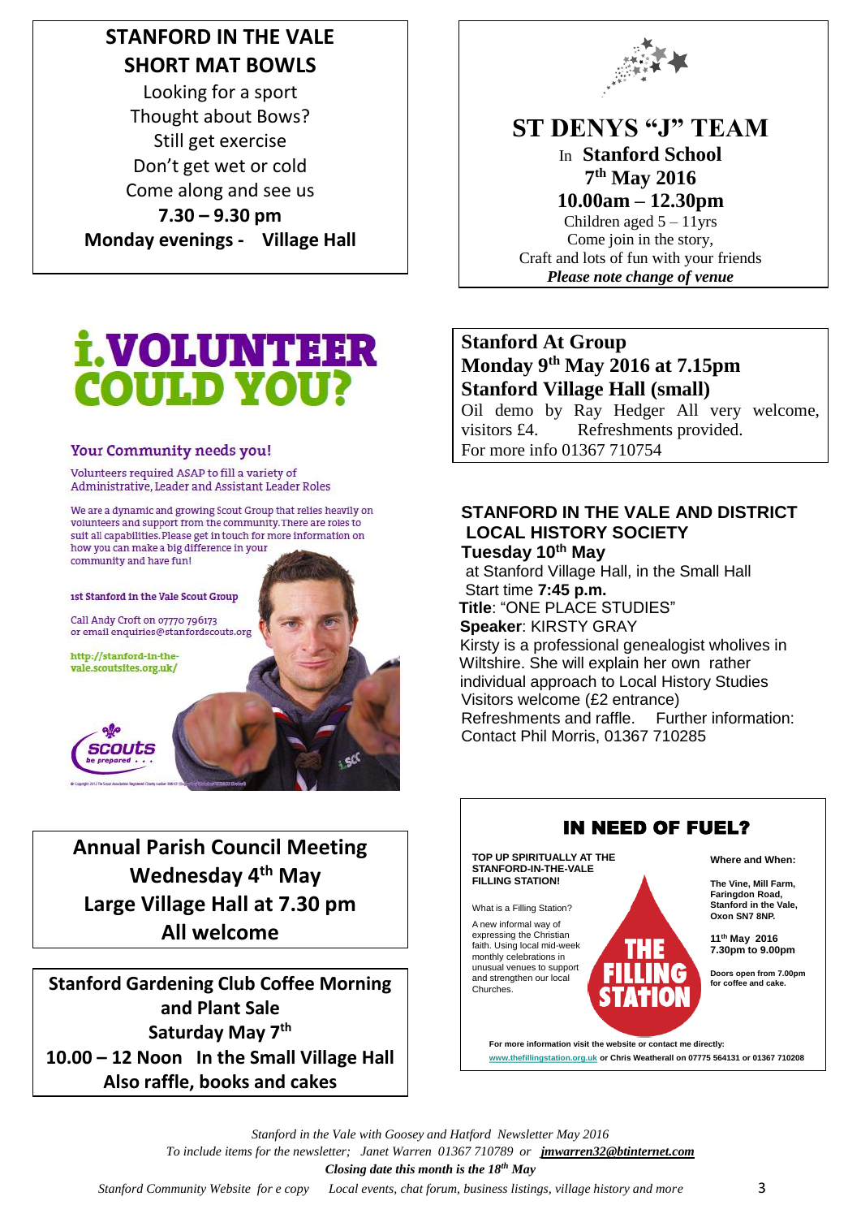**STANFORD IN THE VALE**
**SHORT MAT BOWLS**

Looking for a sport
Thought about Bows?
Still get exercise
Don't get wet or cold
Come along and see us
**7.30 – 9.30 pm**
**Monday evenings - Village Hall**

## ST DENYS "J" TEAM

In **Stanford School**
**7th May 2016**
**10.00am – 12.30pm**
Children aged 5 – 11yrs
Come join in the story,
Craft and lots of fun with your friends
***Please note change of venue***

# i.VOLUNTEER COULD YOU?

**Your Community needs you!**

Volunteers required ASAP to fill a variety of Administrative, Leader and Assistant Leader Roles

We are a dynamic and growing Scout Group that relies heavily on volunteers and support from the community. There are roles to suit all capabilities. Please get in touch for more information on how you can make a big difference in your community and have fun!

**1st Stanford in the Vale Scout Group**

Call Andy Croft on 07770 796173
or email enquiries@stanfordscouts.org

http://stanford-in-the-vale.scoutsites.org.uk/

scouts be prepared . . .

**Stanford At Group**
**Monday 9th May 2016 at 7.15pm**
**Stanford Village Hall (small)**
Oil demo by Ray Hedger All very welcome, visitors £4. Refreshments provided.
For more info 01367 710754

**STANFORD IN THE VALE AND DISTRICT LOCAL HISTORY SOCIETY**
**Tuesday 10th May**
at Stanford Village Hall, in the Small Hall
Start time **7:45 p.m.**
**Title**: "ONE PLACE STUDIES"
**Speaker**: KIRSTY GRAY
Kirsty is a professional genealogist wholives in Wiltshire. She will explain her own rather individual approach to Local History Studies
Visitors welcome (£2 entrance)
Refreshments and raffle. Further information: Contact Phil Morris, 01367 710285

**Annual Parish Council Meeting**
**Wednesday 4th May**
**Large Village Hall at 7.30 pm**
**All welcome**

**Stanford Gardening Club Coffee Morning and Plant Sale**
**Saturday May 7th**
**10.00 – 12 Noon In the Small Village Hall**
**Also raffle, books and cakes**

## IN NEED OF FUEL?

**TOP UP SPIRITUALLY AT THE STANFORD-IN-THE-VALE FILLING STATION!**

What is a Filling Station?

A new informal way of expressing the Christian faith. Using local mid-week monthly celebrations in unusual venues to support and strengthen our local Churches.

**THE FILLING STATION**

**Where and When:**

**The Vine, Mill Farm, Faringdon Road, Stanford in the Vale, Oxon SN7 8NP.**

**11th May 2016**
**7.30pm to 9.00pm**

**Doors open from 7.00pm for coffee and cake.**

**For more information visit the website or contact me directly:**
**www.thefillingstation.org.uk or Chris Weatherall on 07775 564131 or 01367 710208**

*Stanford in the Vale with Goosey and Hatford Newsletter May 2016*
*To include items for the newsletter; Janet Warren 01367 710789 or jmwarren32@btinternet.com*
***Closing date this month is the 18th May***
*Stanford Community Website for e copy Local events, chat forum, business listings, village history and more*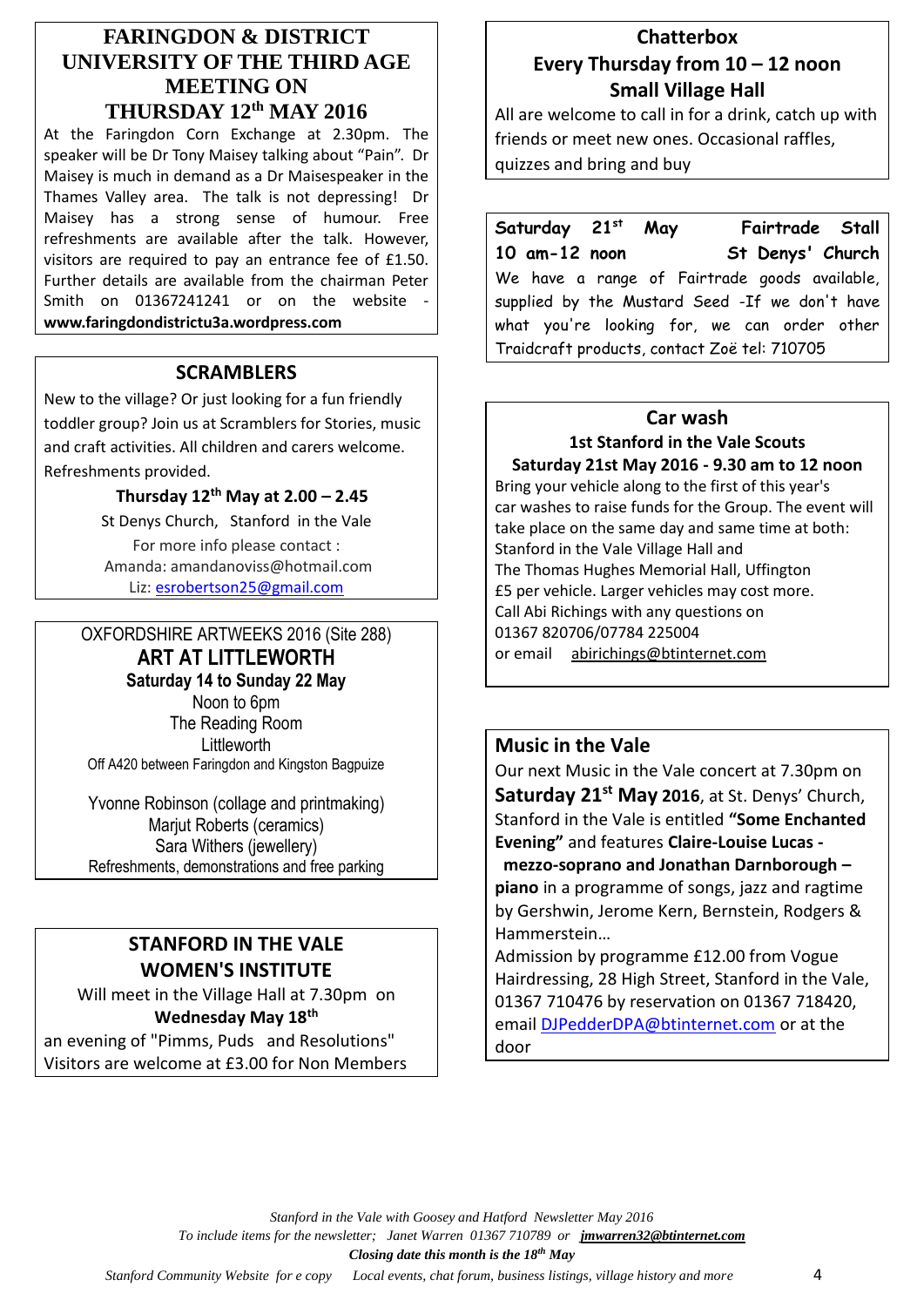## FARINGDON & DISTRICT UNIVERSITY OF THE THIRD AGE MEETING ON THURSDAY 12th MAY 2016

At the Faringdon Corn Exchange at 2.30pm. The speaker will be Dr Tony Maisey talking about "Pain". Dr Maisey is much in demand as a Dr Maisespeaker in the Thames Valley area. The talk is not depressing! Dr Maisey has a strong sense of humour. Free refreshments are available after the talk. However, visitors are required to pay an entrance fee of £1.50. Further details are available from the chairman Peter Smith on 01367241241 or on the website - **www.faringdondistrictu3a.wordpress.com**

## SCRAMBLERS

New to the village? Or just looking for a fun friendly toddler group? Join us at Scramblers for Stories, music and craft activities. All children and carers welcome. Refreshments provided.

**Thursday 12th May at 2.00 – 2.45**

St Denys Church, Stanford in the Vale

For more info please contact :
Amanda: amandanoviss@hotmail.com
Liz: esrobertson25@gmail.com

## OXFORDSHIRE ARTWEEKS 2016 (Site 288)

### ART AT LITTLEWORTH

**Saturday 14 to Sunday 22 May**

Noon to 6pm
The Reading Room
Littleworth
Off A420 between Faringdon and Kingston Bagpuize

Yvonne Robinson (collage and printmaking)
Marjut Roberts (ceramics)
Sara Withers (jewellery)
Refreshments, demonstrations and free parking

## STANFORD IN THE VALE WOMEN'S INSTITUTE

Will meet in the Village Hall at 7.30pm on **Wednesday May 18th**

an evening of "Pimms, Puds and Resolutions"
Visitors are welcome at £3.00 for Non Members

## Chatterbox

### Every Thursday from 10 – 12 noon
### Small Village Hall

All are welcome to call in for a drink, catch up with friends or meet new ones. Occasional raffles, quizzes and bring and buy

**Saturday 21st May 10 am-12 noon** **Fairtrade Stall St Denys' Church**

We have a range of Fairtrade goods available, supplied by the Mustard Seed -If we don't have what you're looking for, we can order other Traidcraft products, contact Zoë tel: 710705

## Car wash

**1st Stanford in the Vale Scouts**
**Saturday 21st May 2016 - 9.30 am to 12 noon**

Bring your vehicle along to the first of this year's car washes to raise funds for the Group. The event will take place on the same day and same time at both:
Stanford in the Vale Village Hall and
The Thomas Hughes Memorial Hall, Uffington
£5 per vehicle. Larger vehicles may cost more.
Call Abi Richings with any questions on
01367 820706/07784 225004
or email abirichings@btinternet.com

## Music in the Vale

Our next Music in the Vale concert at 7.30pm on **Saturday 21st May 2016**, at St. Denys' Church, Stanford in the Vale is entitled **"Some Enchanted Evening"** and features **Claire-Louise Lucas - mezzo-soprano and Jonathan Darnborough – piano** in a programme of songs, jazz and ragtime by Gershwin, Jerome Kern, Bernstein, Rodgers & Hammerstein…

Admission by programme £12.00 from Vogue Hairdressing, 28 High Street, Stanford in the Vale, 01367 710476 by reservation on 01367 718420, email DJPedderDPA@btinternet.com or at the door

*To include items for the newsletter; Janet Warren 01367 710789 or* ***jmwarren32@btinternet.com***

***Closing date this month is the 18th May***

*Stanford Community Website for e copy Local events, chat forum, business listings, village history and more*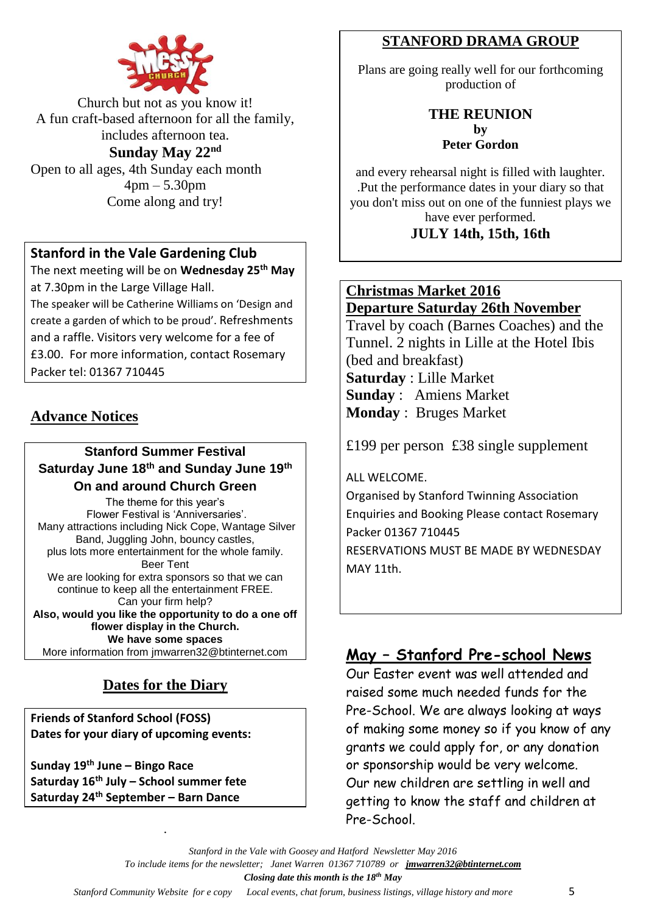Church but not as you know it!
A fun craft-based afternoon for all the family, includes afternoon tea.

**Sunday May 22nd**

Open to all ages, 4th Sunday each month
4pm – 5.30pm
Come along and try!

## Stanford in the Vale Gardening Club

The next meeting will be on **Wednesday 25th May** at 7.30pm in the Large Village Hall.
The speaker will be Catherine Williams on 'Design and create a garden of which to be proud'. Refreshments and a raffle. Visitors very welcome for a fee of £3.00. For more information, contact Rosemary Packer tel: 01367 710445

## Advance Notices

### Stanford Summer Festival
### Saturday June 18th and Sunday June 19th
### On and around Church Green

The theme for this year's
Flower Festival is 'Anniversaries'.
Many attractions including Nick Cope, Wantage Silver Band, Juggling John, bouncy castles,
plus lots more entertainment for the whole family.
Beer Tent
We are looking for extra sponsors so that we can continue to keep all the entertainment FREE.
Can your firm help?
**Also, would you like the opportunity to do a one off flower display in the Church.**
**We have some spaces**
More information from jmwarren32@btinternet.com

## Dates for the Diary

**Friends of Stanford School (FOSS)**
**Dates for your diary of upcoming events:**

**Sunday 19th June – Bingo Race**
**Saturday 16th July – School summer fete**
**Saturday 24th September – Barn Dance**

## STANFORD DRAMA GROUP

Plans are going really well for our forthcoming production of

**THE REUNION**
**by**
**Peter Gordon**

and every rehearsal night is filled with laughter. .Put the performance dates in your diary so that you don't miss out on one of the funniest plays we have ever performed.

**JULY 14th, 15th, 16th**

## Christmas Market 2016
## Departure Saturday 26th November

Travel by coach (Barnes Coaches) and the Tunnel. 2 nights in Lille at the Hotel Ibis (bed and breakfast)
**Saturday** : Lille Market
**Sunday** : Amiens Market
**Monday** : Bruges Market

£199 per person £38 single supplement

ALL WELCOME.
Organised by Stanford Twinning Association
Enquiries and Booking Please contact Rosemary Packer 01367 710445
RESERVATIONS MUST BE MADE BY WEDNESDAY MAY 11th.

## May – Stanford Pre-school News

Our Easter event was well attended and raised some much needed funds for the Pre-School. We are always looking at ways of making some money so if you know of any grants we could apply for, or any donation or sponsorship would be very welcome. Our new children are settling in well and getting to know the staff and children at Pre-School.

*Stanford in the Vale with Goosey and Hatford Newsletter May 2016*
*To include items for the newsletter; Janet Warren 01367 710789 or* ***jmwarren32@btinternet.com***
***Closing date this month is the 18th May***
*Stanford Community Website for e copy Local events, chat forum, business listings, village history and more*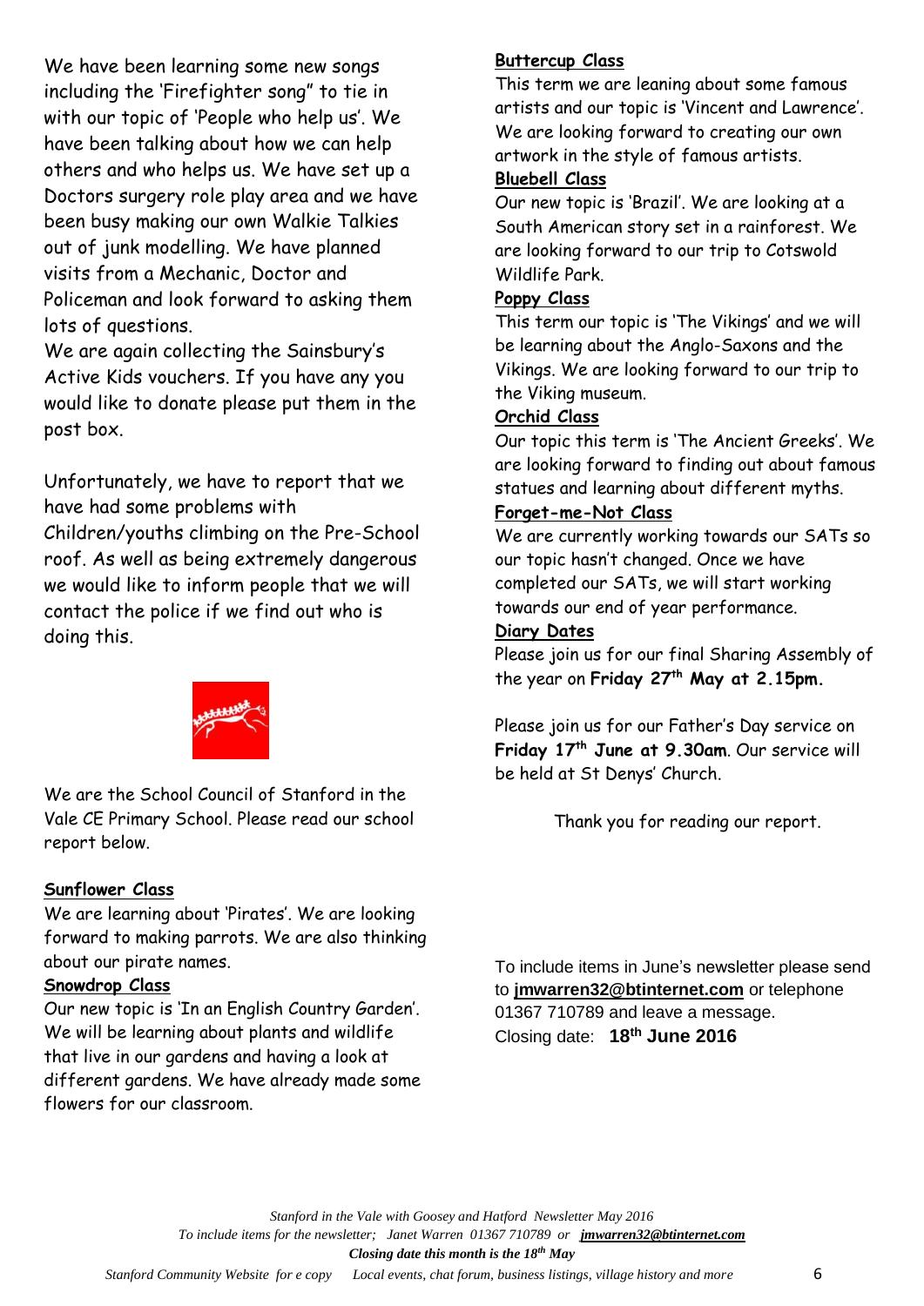We have been learning some new songs including the 'Firefighter song" to tie in with our topic of 'People who help us'. We have been talking about how we can help others and who helps us. We have set up a Doctors surgery role play area and we have been busy making our own Walkie Talkies out of junk modelling. We have planned visits from a Mechanic, Doctor and Policeman and look forward to asking them lots of questions.

We are again collecting the Sainsbury's Active Kids vouchers. If you have any you would like to donate please put them in the post box.

Unfortunately, we have to report that we have had some problems with Children/youths climbing on the Pre-School roof. As well as being extremely dangerous we would like to inform people that we will contact the police if we find out who is doing this.

We are the School Council of Stanford in the Vale CE Primary School. Please read our school report below.

**Sunflower Class**

We are learning about 'Pirates'. We are looking forward to making parrots. We are also thinking about our pirate names.

**Snowdrop Class**

Our new topic is 'In an English Country Garden'. We will be learning about plants and wildlife that live in our gardens and having a look at different gardens. We have already made some flowers for our classroom.

**Buttercup Class**

This term we are leaning about some famous artists and our topic is 'Vincent and Lawrence'. We are looking forward to creating our own artwork in the style of famous artists.

**Bluebell Class**

Our new topic is 'Brazil'. We are looking at a South American story set in a rainforest. We are looking forward to our trip to Cotswold Wildlife Park.

**Poppy Class**

This term our topic is 'The Vikings' and we will be learning about the Anglo-Saxons and the Vikings. We are looking forward to our trip to the Viking museum.

**Orchid Class**

Our topic this term is 'The Ancient Greeks'. We are looking forward to finding out about famous statues and learning about different myths.

**Forget-me-Not Class**

We are currently working towards our SATs so our topic hasn't changed. Once we have completed our SATs, we will start working towards our end of year performance.

**Diary Dates**

Please join us for our final Sharing Assembly of the year on **Friday 27th May at 2.15pm.**

Please join us for our Father's Day service on **Friday 17th June at 9.30am**. Our service will be held at St Denys' Church.

Thank you for reading our report.

To include items in June's newsletter please send to **jmwarren32@btinternet.com** or telephone 01367 710789 and leave a message.
Closing date: **18th June 2016**